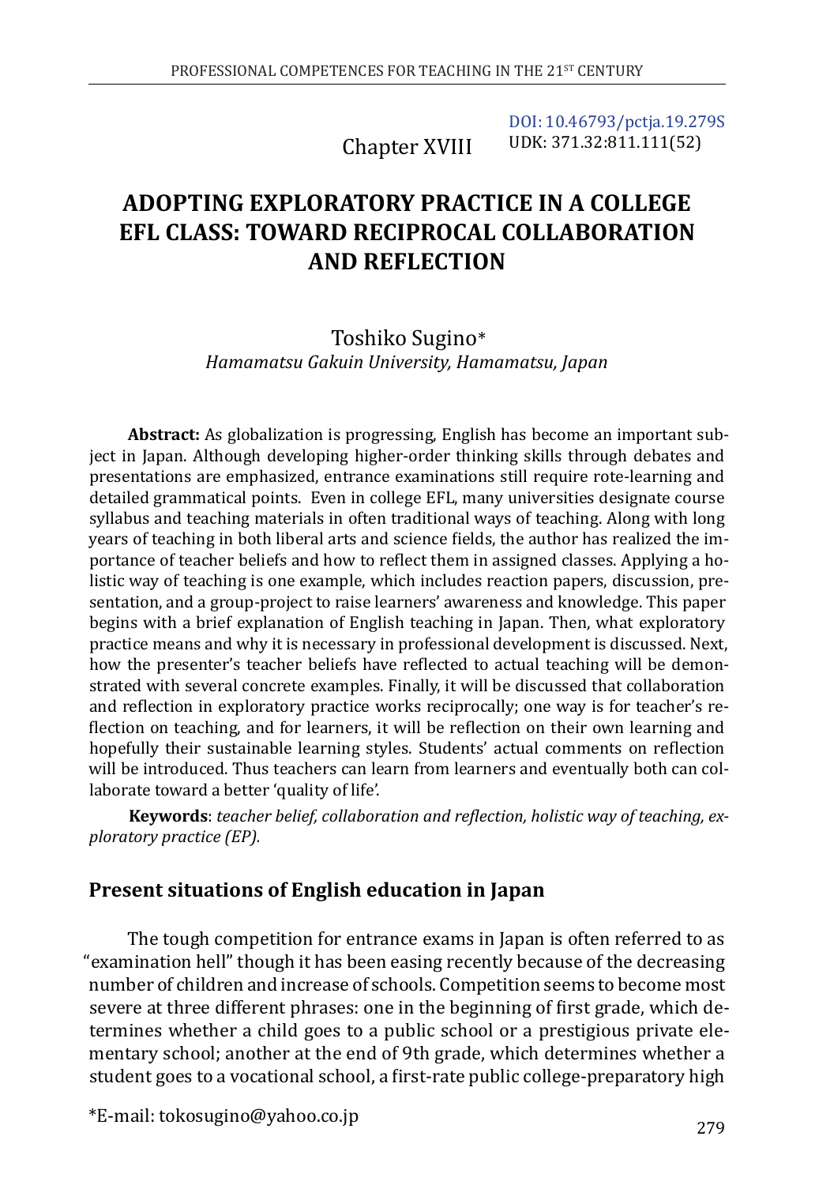Chapter XVIII

DOI: 10.46793/pctja.19.279S
UDK: 371.32:811.111(52)

# ADOPTING EXPLORATORY PRACTICE IN A COLLEGE EFL CLASS: TOWARD RECIPROCAL COLLABORATION AND REFLECTION

Toshiko Sugino*
*Hamamatsu Gakuin University, Hamamatsu, Japan*

**Abstract:** As globalization is progressing, English has become an important subject in Japan. Although developing higher-order thinking skills through debates and presentations are emphasized, entrance examinations still require rote-learning and detailed grammatical points. Even in college EFL, many universities designate course syllabus and teaching materials in often traditional ways of teaching. Along with long years of teaching in both liberal arts and science fields, the author has realized the importance of teacher beliefs and how to reflect them in assigned classes. Applying a holistic way of teaching is one example, which includes reaction papers, discussion, presentation, and a group-project to raise learners' awareness and knowledge. This paper begins with a brief explanation of English teaching in Japan. Then, what exploratory practice means and why it is necessary in professional development is discussed. Next, how the presenter's teacher beliefs have reflected to actual teaching will be demonstrated with several concrete examples. Finally, it will be discussed that collaboration and reflection in exploratory practice works reciprocally; one way is for teacher's reflection on teaching, and for learners, it will be reflection on their own learning and hopefully their sustainable learning styles. Students' actual comments on reflection will be introduced. Thus teachers can learn from learners and eventually both can collaborate toward a better 'quality of life'.

**Keywords**: *teacher belief, collaboration and reflection, holistic way of teaching, exploratory practice (EP).*

## Present situations of English education in Japan

The tough competition for entrance exams in Japan is often referred to as "examination hell" though it has been easing recently because of the decreasing number of children and increase of schools. Competition seems to become most severe at three different phrases: one in the beginning of first grade, which determines whether a child goes to a public school or a prestigious private elementary school; another at the end of 9th grade, which determines whether a student goes to a vocational school, a first-rate public college-preparatory high

*E-mail: tokosugino@yahoo.co.jp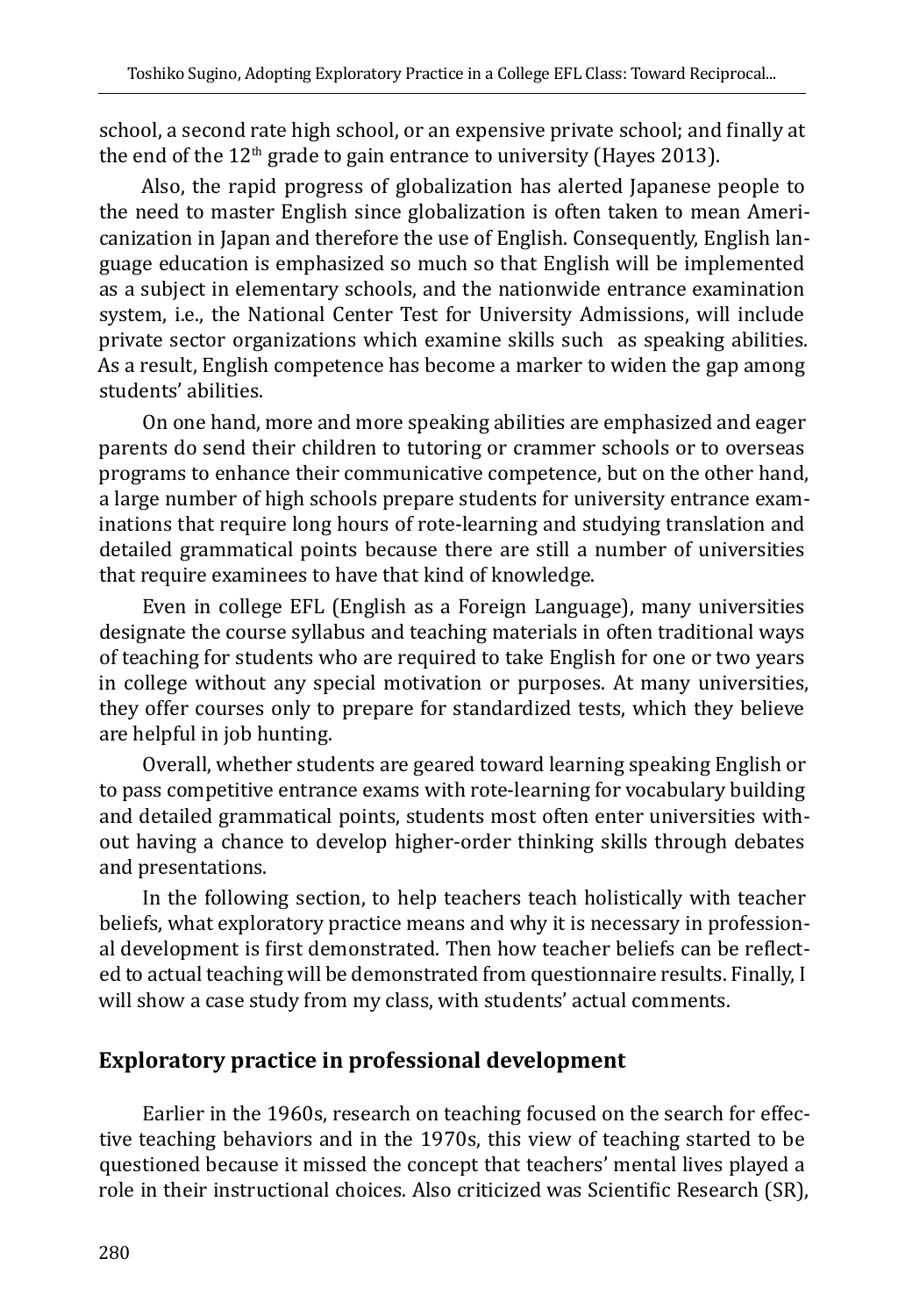school, a second rate high school, or an expensive private school; and finally at the end of the 12th grade to gain entrance to university (Hayes 2013).

Also, the rapid progress of globalization has alerted Japanese people to the need to master English since globalization is often taken to mean Americanization in Japan and therefore the use of English. Consequently, English language education is emphasized so much so that English will be implemented as a subject in elementary schools, and the nationwide entrance examination system, i.e., the National Center Test for University Admissions, will include private sector organizations which examine skills such as speaking abilities. As a result, English competence has become a marker to widen the gap among students' abilities.

On one hand, more and more speaking abilities are emphasized and eager parents do send their children to tutoring or crammer schools or to overseas programs to enhance their communicative competence, but on the other hand, a large number of high schools prepare students for university entrance examinations that require long hours of rote-learning and studying translation and detailed grammatical points because there are still a number of universities that require examinees to have that kind of knowledge.

Even in college EFL (English as a Foreign Language), many universities designate the course syllabus and teaching materials in often traditional ways of teaching for students who are required to take English for one or two years in college without any special motivation or purposes. At many universities, they offer courses only to prepare for standardized tests, which they believe are helpful in job hunting.

Overall, whether students are geared toward learning speaking English or to pass competitive entrance exams with rote-learning for vocabulary building and detailed grammatical points, students most often enter universities without having a chance to develop higher-order thinking skills through debates and presentations.

In the following section, to help teachers teach holistically with teacher beliefs, what exploratory practice means and why it is necessary in professional development is first demonstrated. Then how teacher beliefs can be reflected to actual teaching will be demonstrated from questionnaire results. Finally, I will show a case study from my class, with students' actual comments.

## Exploratory practice in professional development

Earlier in the 1960s, research on teaching focused on the search for effective teaching behaviors and in the 1970s, this view of teaching started to be questioned because it missed the concept that teachers' mental lives played a role in their instructional choices. Also criticized was Scientific Research (SR),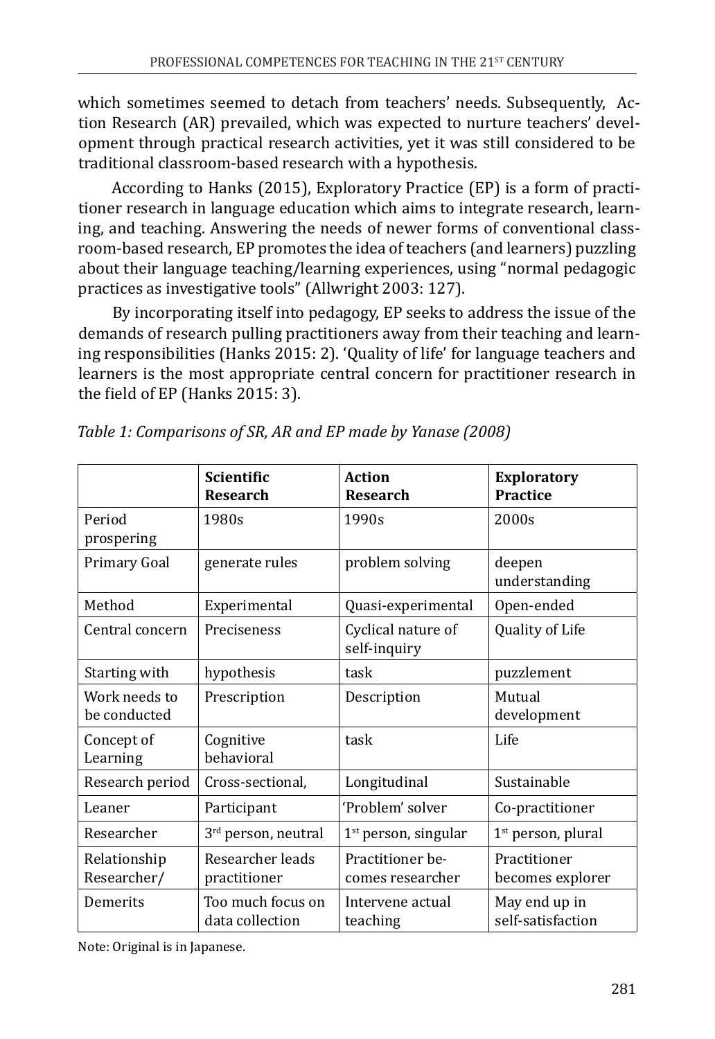which sometimes seemed to detach from teachers' needs. Subsequently, Action Research (AR) prevailed, which was expected to nurture teachers' development through practical research activities, yet it was still considered to be traditional classroom-based research with a hypothesis.

According to Hanks (2015), Exploratory Practice (EP) is a form of practitioner research in language education which aims to integrate research, learning, and teaching. Answering the needs of newer forms of conventional classroom-based research, EP promotes the idea of teachers (and learners) puzzling about their language teaching/learning experiences, using "normal pedagogic practices as investigative tools" (Allwright 2003: 127).

By incorporating itself into pedagogy, EP seeks to address the issue of the demands of research pulling practitioners away from their teaching and learning responsibilities (Hanks 2015: 2). 'Quality of life' for language teachers and learners is the most appropriate central concern for practitioner research in the field of EP (Hanks 2015: 3).

*Table 1: Comparisons of SR, AR and EP made by Yanase (2008)*

| | **Scientific Research** | **Action Research** | **Exploratory Practice** |
|---|---|---|---|
| Period prospering | 1980s | 1990s | 2000s |
| Primary Goal | generate rules | problem solving | deepen understanding |
| Method | Experimental | Quasi-experimental | Open-ended |
| Central concern | Preciseness | Cyclical nature of self-inquiry | Quality of Life |
| Starting with | hypothesis | task | puzzlement |
| Work needs to be conducted | Prescription | Description | Mutual development |
| Concept of Learning | Cognitive behavioral | task | Life |
| Research period | Cross-sectional, | Longitudinal | Sustainable |
| Leaner | Participant | 'Problem' solver | Co-practitioner |
| Researcher | 3rd person, neutral | 1st person, singular | 1st person, plural |
| Relationship Researcher/ | Researcher leads practitioner | Practitioner becomes researcher | Practitioner becomes explorer |
| Demerits | Too much focus on data collection | Intervene actual teaching | May end up in self-satisfaction |

Note: Original is in Japanese.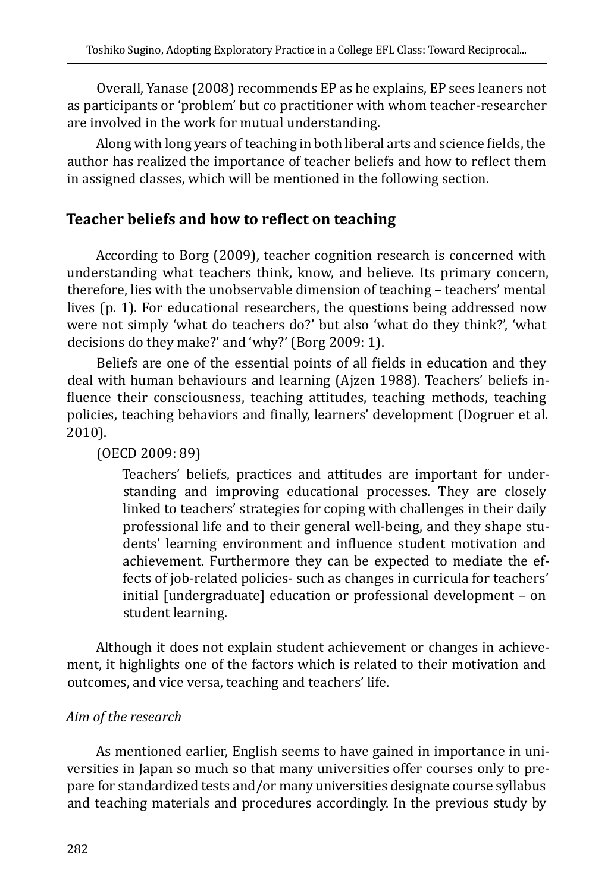Overall, Yanase (2008) recommends EP as he explains, EP sees leaners not as participants or 'problem' but co practitioner with whom teacher-researcher are involved in the work for mutual understanding.

Along with long years of teaching in both liberal arts and science fields, the author has realized the importance of teacher beliefs and how to reflect them in assigned classes, which will be mentioned in the following section.

## Teacher beliefs and how to reflect on teaching

According to Borg (2009), teacher cognition research is concerned with understanding what teachers think, know, and believe. Its primary concern, therefore, lies with the unobservable dimension of teaching – teachers' mental lives (p. 1). For educational researchers, the questions being addressed now were not simply 'what do teachers do?' but also 'what do they think?', 'what decisions do they make?' and 'why?' (Borg 2009: 1).

Beliefs are one of the essential points of all fields in education and they deal with human behaviours and learning (Ajzen 1988). Teachers' beliefs influence their consciousness, teaching attitudes, teaching methods, teaching policies, teaching behaviors and finally, learners' development (Dogruer et al. 2010).

(OECD 2009: 89)

> Teachers' beliefs, practices and attitudes are important for understanding and improving educational processes. They are closely linked to teachers' strategies for coping with challenges in their daily professional life and to their general well-being, and they shape students' learning environment and influence student motivation and achievement. Furthermore they can be expected to mediate the effects of job-related policies- such as changes in curricula for teachers' initial [undergraduate] education or professional development – on student learning.

Although it does not explain student achievement or changes in achievement, it highlights one of the factors which is related to their motivation and outcomes, and vice versa, teaching and teachers' life.

### *Aim of the research*

As mentioned earlier, English seems to have gained in importance in universities in Japan so much so that many universities offer courses only to prepare for standardized tests and/or many universities designate course syllabus and teaching materials and procedures accordingly. In the previous study by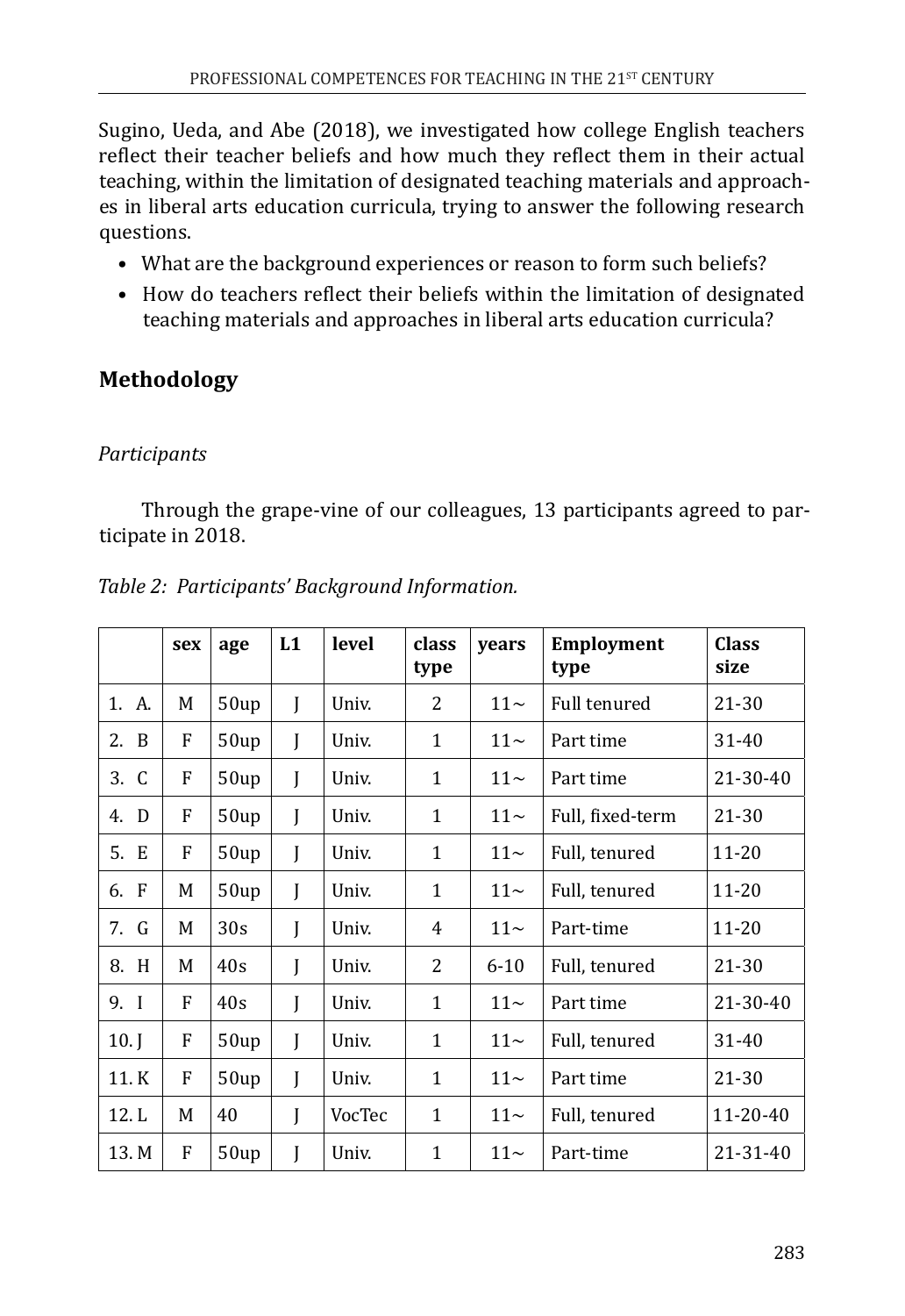Sugino, Ueda, and Abe (2018), we investigated how college English teachers reflect their teacher beliefs and how much they reflect them in their actual teaching, within the limitation of designated teaching materials and approaches in liberal arts education curricula, trying to answer the following research questions.

- What are the background experiences or reason to form such beliefs?
- How do teachers reflect their beliefs within the limitation of designated teaching materials and approaches in liberal arts education curricula?

## Methodology

### *Participants*

Through the grape-vine of our colleagues, 13 participants agreed to participate in 2018.

*Table 2: Participants' Background Information.*

| | sex | age | L1 | level | class type | years | Employment type | Class size |
|---|---|---|---|---|---|---|---|---|
| 1. A. | M | 50up | J | Univ. | 2 | 11~ | Full tenured | 21-30 |
| 2. B | F | 50up | J | Univ. | 1 | 11~ | Part time | 31-40 |
| 3. C | F | 50up | J | Univ. | 1 | 11~ | Part time | 21-30-40 |
| 4. D | F | 50up | J | Univ. | 1 | 11~ | Full, fixed-term | 21-30 |
| 5. E | F | 50up | J | Univ. | 1 | 11~ | Full, tenured | 11-20 |
| 6. F | M | 50up | J | Univ. | 1 | 11~ | Full, tenured | 11-20 |
| 7. G | M | 30s | J | Univ. | 4 | 11~ | Part-time | 11-20 |
| 8. H | M | 40s | J | Univ. | 2 | 6-10 | Full, tenured | 21-30 |
| 9. I | F | 40s | J | Univ. | 1 | 11~ | Part time | 21-30-40 |
| 10. J | F | 50up | J | Univ. | 1 | 11~ | Full, tenured | 31-40 |
| 11. K | F | 50up | J | Univ. | 1 | 11~ | Part time | 21-30 |
| 12. L | M | 40 | J | VocTec | 1 | 11~ | Full, tenured | 11-20-40 |
| 13. M | F | 50up | J | Univ. | 1 | 11~ | Part-time | 21-31-40 |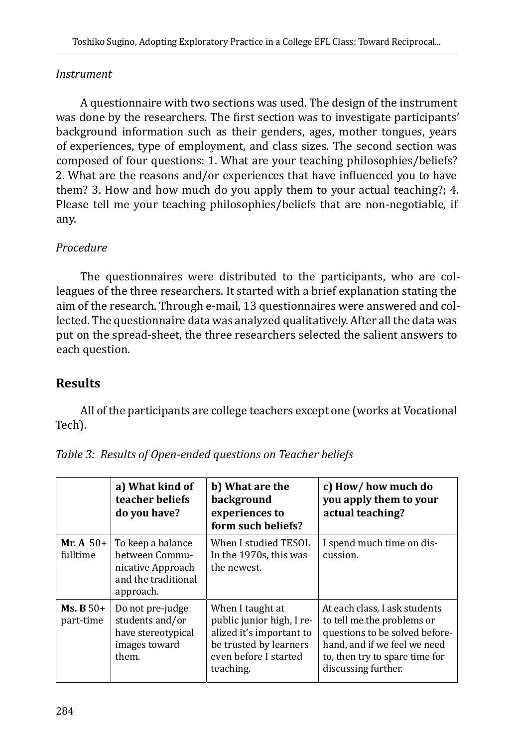*Instrument*

A questionnaire with two sections was used. The design of the instrument was done by the researchers. The first section was to investigate participants' background information such as their genders, ages, mother tongues, years of experiences, type of employment, and class sizes. The second section was composed of four questions: 1. What are your teaching philosophies/beliefs? 2. What are the reasons and/or experiences that have influenced you to have them? 3. How and how much do you apply them to your actual teaching?; 4. Please tell me your teaching philosophies/beliefs that are non-negotiable, if any.

*Procedure*

The questionnaires were distributed to the participants, who are colleagues of the three researchers. It started with a brief explanation stating the aim of the research. Through e-mail, 13 questionnaires were answered and collected. The questionnaire data was analyzed qualitatively. After all the data was put on the spread-sheet, the three researchers selected the salient answers to each question.

## Results

All of the participants are college teachers except one (works at Vocational Tech).

*Table 3: Results of Open-ended questions on Teacher beliefs*

| | **a) What kind of teacher beliefs do you have?** | **b) What are the background experiences to form such beliefs?** | **c) How/ how much do you apply them to your actual teaching?** |
|---|---|---|---|
| **Mr. A** 50+ fulltime | To keep a balance between Communicative Approach and the traditional approach. | When I studied TESOL In the 1970s, this was the newest. | I spend much time on discussion. |
| **Ms. B** 50+ part-time | Do not pre-judge students and/or have stereotypical images toward them. | When I taught at public junior high, I realized it's important to be trusted by learners even before I started teaching. | At each class, I ask students to tell me the problems or questions to be solved beforehand, and if we feel we need to, then try to spare time for discussing further. |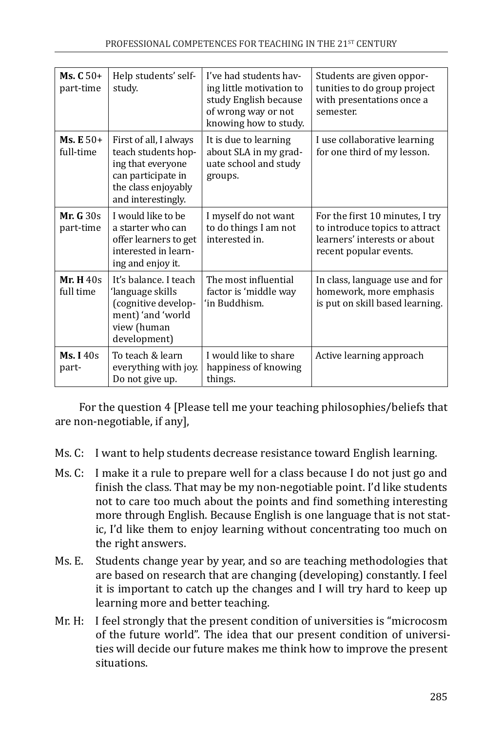| **Ms. C** 50+ part-time | Help students' self-study. | I've had students having little motivation to study English because of wrong way or not knowing how to study. | Students are given opportunities to do group project with presentations once a semester. |
|---|---|---|---|
| **Ms. E** 50+ full-time | First of all, I always teach students hoping that everyone can participate in the class enjoyably and interestingly. | It is due to learning about SLA in my graduate school and study groups. | I use collaborative learning for one third of my lesson. |
| **Mr. G** 30s part-time | I would like to be a starter who can offer learners to get interested in learning and enjoy it. | I myself do not want to do things I am not interested in. | For the first 10 minutes, I try to introduce topics to attract learners' interests or about recent popular events. |
| **Mr. H** 40s full time | It's balance. I teach 'language skills (cognitive development) 'and 'world view (human development) | The most influential factor is 'middle way 'in Buddhism. | In class, language use and for homework, more emphasis is put on skill based learning. |
| **Ms. I** 40s part- | To teach & learn everything with joy. Do not give up. | I would like to share happiness of knowing things. | Active learning approach |

For the question 4 [Please tell me your teaching philosophies/beliefs that are non-negotiable, if any],

Ms. C: I want to help students decrease resistance toward English learning.

Ms. C: I make it a rule to prepare well for a class because I do not just go and finish the class. That may be my non-negotiable point. I'd like students not to care too much about the points and find something interesting more through English. Because English is one language that is not static, I'd like them to enjoy learning without concentrating too much on the right answers.

Ms. E. Students change year by year, and so are teaching methodologies that are based on research that are changing (developing) constantly. I feel it is important to catch up the changes and I will try hard to keep up learning more and better teaching.

Mr. H: I feel strongly that the present condition of universities is "microcosm of the future world". The idea that our present condition of universities will decide our future makes me think how to improve the present situations.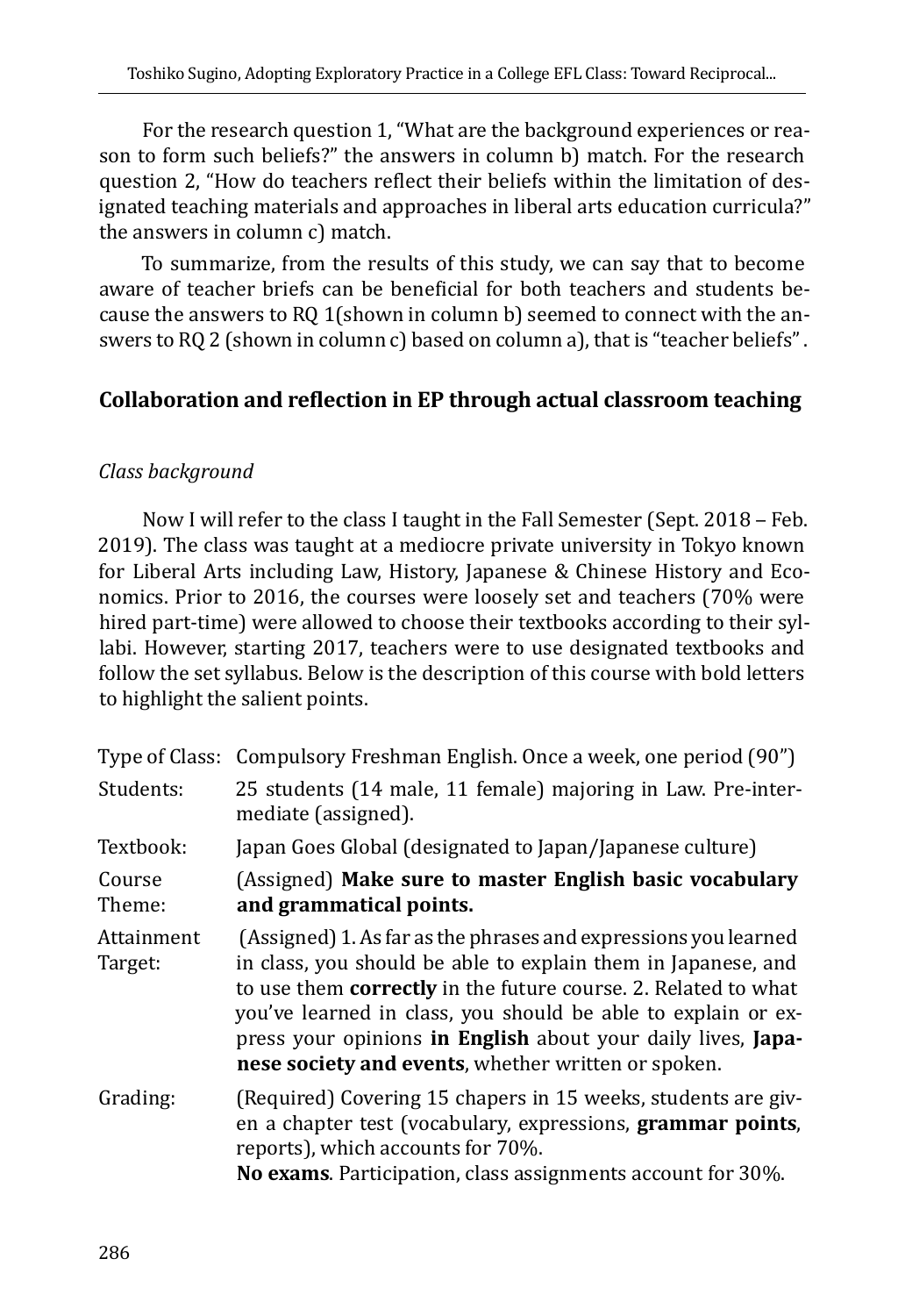For the research question 1, "What are the background experiences or reason to form such beliefs?" the answers in column b) match. For the research question 2, "How do teachers reflect their beliefs within the limitation of designated teaching materials and approaches in liberal arts education curricula?" the answers in column c) match.

To summarize, from the results of this study, we can say that to become aware of teacher briefs can be beneficial for both teachers and students because the answers to RQ 1(shown in column b) seemed to connect with the answers to RQ 2 (shown in column c) based on column a), that is "teacher beliefs".

## Collaboration and reflection in EP through actual classroom teaching

### *Class background*

Now I will refer to the class I taught in the Fall Semester (Sept. 2018 – Feb. 2019). The class was taught at a mediocre private university in Tokyo known for Liberal Arts including Law, History, Japanese & Chinese History and Economics. Prior to 2016, the courses were loosely set and teachers (70% were hired part-time) were allowed to choose their textbooks according to their syllabi. However, starting 2017, teachers were to use designated textbooks and follow the set syllabus. Below is the description of this course with bold letters to highlight the salient points.

| | |
|---|---|
| Type of Class: | Compulsory Freshman English. Once a week, one period (90") |
| Students: | 25 students (14 male, 11 female) majoring in Law. Pre-intermediate (assigned). |
| Textbook: | Japan Goes Global (designated to Japan/Japanese culture) |
| Course Theme: | (Assigned) **Make sure to master English basic vocabulary and grammatical points.** |
| Attainment Target: | (Assigned) 1. As far as the phrases and expressions you learned in class, you should be able to explain them in Japanese, and to use them **correctly** in the future course. 2. Related to what you've learned in class, you should be able to explain or express your opinions **in English** about your daily lives, **Japanese society and events**, whether written or spoken. |
| Grading: | (Required) Covering 15 chapers in 15 weeks, students are given a chapter test (vocabulary, expressions, **grammar points**, reports), which accounts for 70%.<br>**No exams**. Participation, class assignments account for 30%. |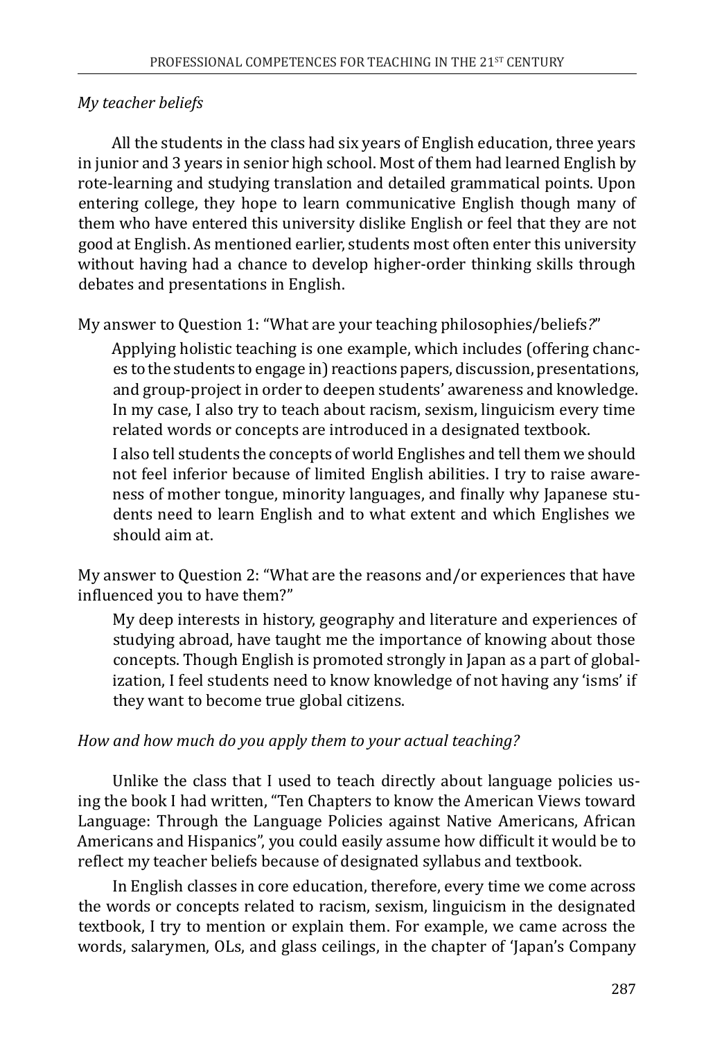*My teacher beliefs*

All the students in the class had six years of English education, three years in junior and 3 years in senior high school. Most of them had learned English by rote-learning and studying translation and detailed grammatical points. Upon entering college, they hope to learn communicative English though many of them who have entered this university dislike English or feel that they are not good at English. As mentioned earlier, students most often enter this university without having had a chance to develop higher-order thinking skills through debates and presentations in English.

My answer to Question 1: "What are your teaching philosophies/beliefs*?*"

> Applying holistic teaching is one example, which includes (offering chances to the students to engage in) reactions papers, discussion, presentations, and group-project in order to deepen students' awareness and knowledge. In my case, I also try to teach about racism, sexism, linguicism every time related words or concepts are introduced in a designated textbook.
>
> I also tell students the concepts of world Englishes and tell them we should not feel inferior because of limited English abilities. I try to raise awareness of mother tongue, minority languages, and finally why Japanese students need to learn English and to what extent and which Englishes we should aim at.

My answer to Question 2: "What are the reasons and/or experiences that have influenced you to have them?"

> My deep interests in history, geography and literature and experiences of studying abroad, have taught me the importance of knowing about those concepts. Though English is promoted strongly in Japan as a part of globalization, I feel students need to know knowledge of not having any 'isms' if they want to become true global citizens.

*How and how much do you apply them to your actual teaching?*

Unlike the class that I used to teach directly about language policies using the book I had written, "Ten Chapters to know the American Views toward Language: Through the Language Policies against Native Americans, African Americans and Hispanics", you could easily assume how difficult it would be to reflect my teacher beliefs because of designated syllabus and textbook.

In English classes in core education, therefore, every time we come across the words or concepts related to racism, sexism, linguicism in the designated textbook, I try to mention or explain them. For example, we came across the words, salarymen, OLs, and glass ceilings, in the chapter of 'Japan's Company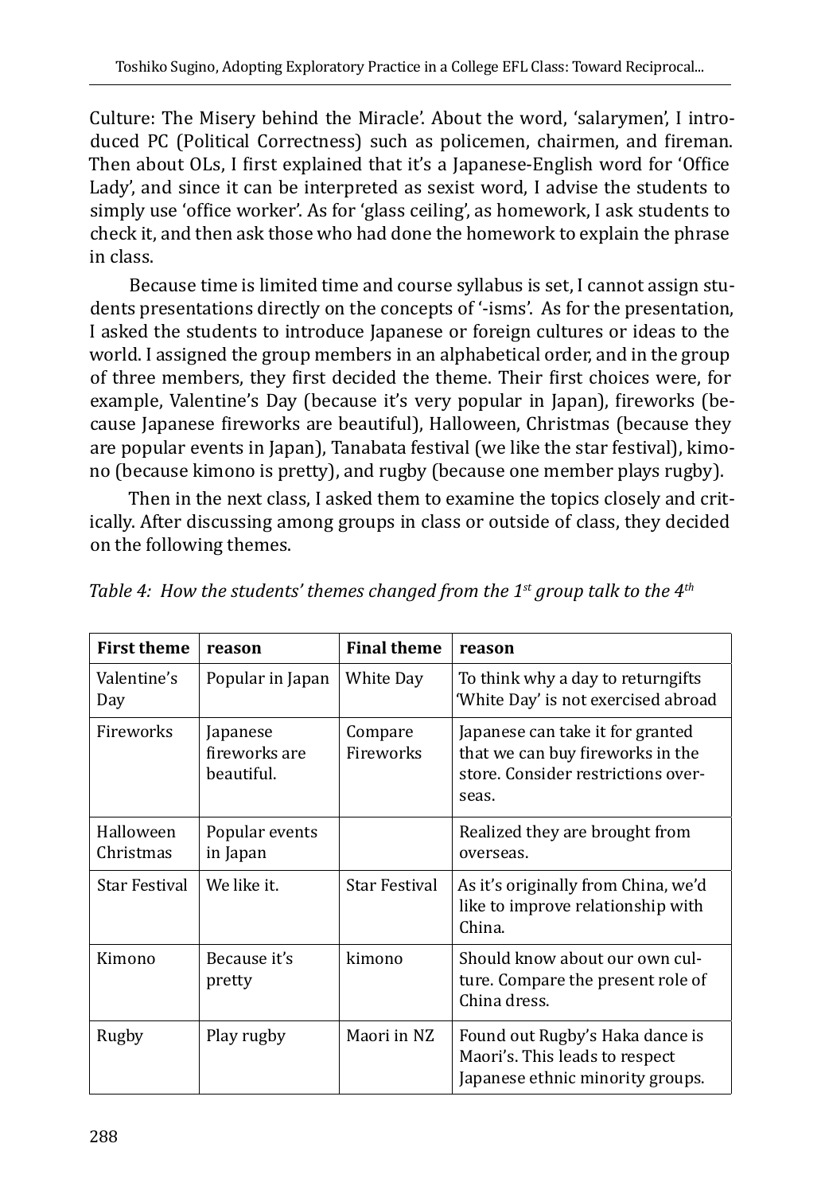Culture: The Misery behind the Miracle'. About the word, 'salarymen', I introduced PC (Political Correctness) such as policemen, chairmen, and fireman. Then about OLs, I first explained that it's a Japanese-English word for 'Office Lady', and since it can be interpreted as sexist word, I advise the students to simply use 'office worker'. As for 'glass ceiling', as homework, I ask students to check it, and then ask those who had done the homework to explain the phrase in class.

Because time is limited time and course syllabus is set, I cannot assign students presentations directly on the concepts of '-isms'. As for the presentation, I asked the students to introduce Japanese or foreign cultures or ideas to the world. I assigned the group members in an alphabetical order, and in the group of three members, they first decided the theme. Their first choices were, for example, Valentine's Day (because it's very popular in Japan), fireworks (because Japanese fireworks are beautiful), Halloween, Christmas (because they are popular events in Japan), Tanabata festival (we like the star festival), kimono (because kimono is pretty), and rugby (because one member plays rugby).

Then in the next class, I asked them to examine the topics closely and critically. After discussing among groups in class or outside of class, they decided on the following themes.

*Table 4: How the students' themes changed from the 1st group talk to the 4th*

| First theme | reason | Final theme | reason |
|---|---|---|---|
| Valentine's Day | Popular in Japan | White Day | To think why a day to returngifts 'White Day' is not exercised abroad |
| Fireworks | Japanese fireworks are beautiful. | Compare Fireworks | Japanese can take it for granted that we can buy fireworks in the store. Consider restrictions overseas. |
| Halloween Christmas | Popular events in Japan | | Realized they are brought from overseas. |
| Star Festival | We like it. | Star Festival | As it's originally from China, we'd like to improve relationship with China. |
| Kimono | Because it's pretty | kimono | Should know about our own culture. Compare the present role of China dress. |
| Rugby | Play rugby | Maori in NZ | Found out Rugby's Haka dance is Maori's. This leads to respect Japanese ethnic minority groups. |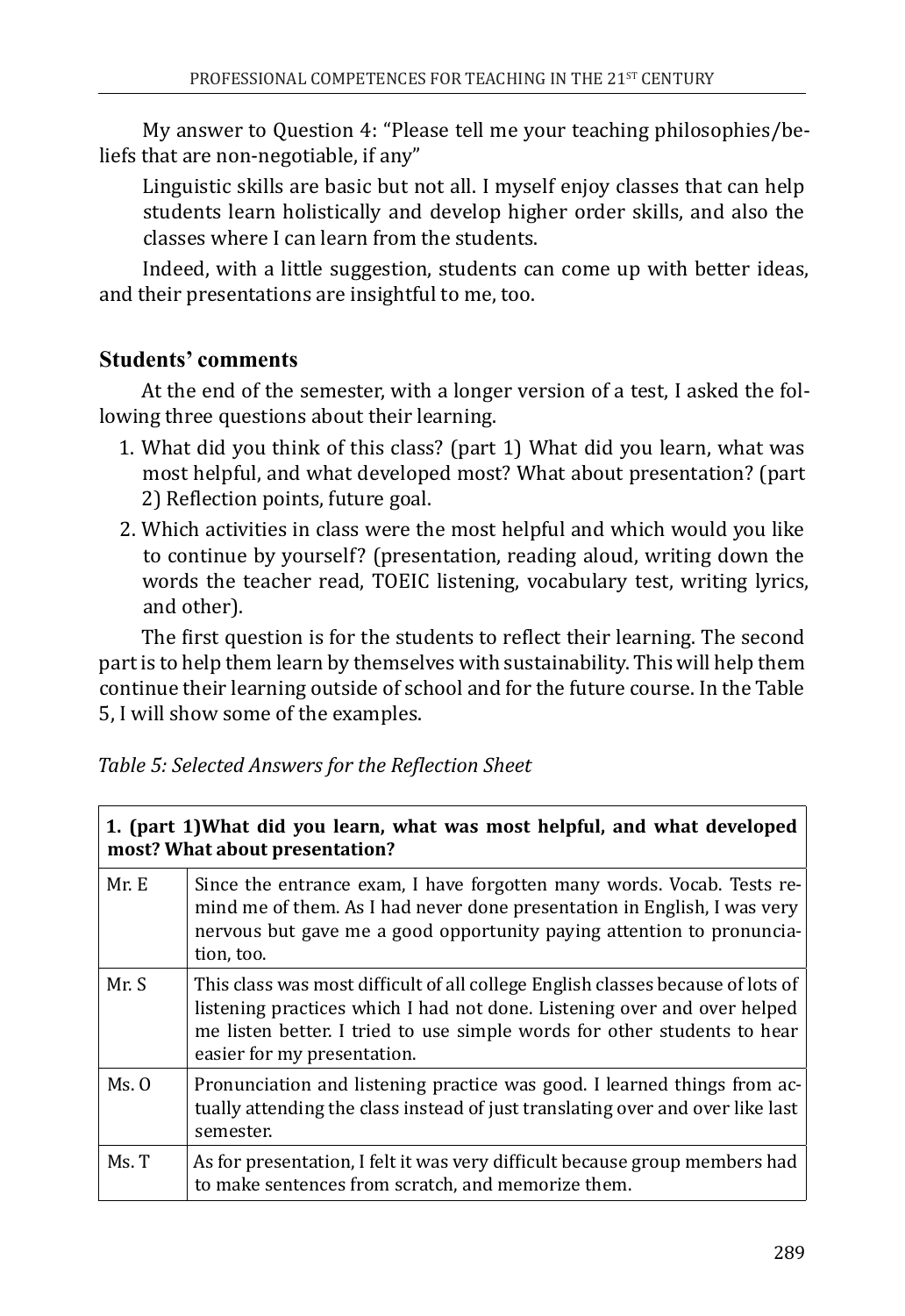My answer to Question 4: "Please tell me your teaching philosophies/beliefs that are non-negotiable, if any"

> Linguistic skills are basic but not all. I myself enjoy classes that can help students learn holistically and develop higher order skills, and also the classes where I can learn from the students.

Indeed, with a little suggestion, students can come up with better ideas, and their presentations are insightful to me, too.

### Students' comments

At the end of the semester, with a longer version of a test, I asked the following three questions about their learning.

1. What did you think of this class? (part 1) What did you learn, what was most helpful, and what developed most? What about presentation? (part 2) Reflection points, future goal.
2. Which activities in class were the most helpful and which would you like to continue by yourself? (presentation, reading aloud, writing down the words the teacher read, TOEIC listening, vocabulary test, writing lyrics, and other).

The first question is for the students to reflect their learning. The second part is to help them learn by themselves with sustainability. This will help them continue their learning outside of school and for the future course. In the Table 5, I will show some of the examples.

*Table 5: Selected Answers for the Reflection Sheet*

| **1. (part 1)What did you learn, what was most helpful, and what developed most? What about presentation?** | |
|---|---|
| Mr. E | Since the entrance exam, I have forgotten many words. Vocab. Tests remind me of them. As I had never done presentation in English, I was very nervous but gave me a good opportunity paying attention to pronunciation, too. |
| Mr. S | This class was most difficult of all college English classes because of lots of listening practices which I had not done. Listening over and over helped me listen better. I tried to use simple words for other students to hear easier for my presentation. |
| Ms. O | Pronunciation and listening practice was good. I learned things from actually attending the class instead of just translating over and over like last semester. |
| Ms. T | As for presentation, I felt it was very difficult because group members had to make sentences from scratch, and memorize them. |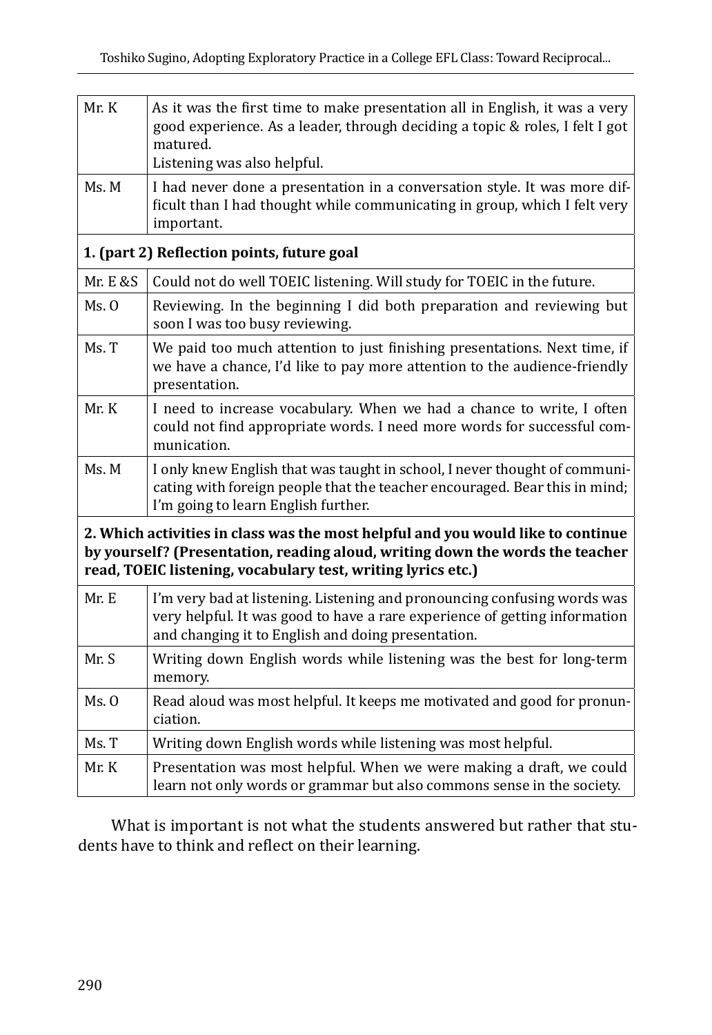| | |
|---|---|
| Mr. K | As it was the first time to make presentation all in English, it was a very good experience. As a leader, through deciding a topic & roles, I felt I got matured.<br>Listening was also helpful. |
| Ms. M | I had never done a presentation in a conversation style. It was more difficult than I had thought while communicating in group, which I felt very important. |
| **1. (part 2) Reflection points, future goal** | |
| Mr. E &S | Could not do well TOEIC listening. Will study for TOEIC in the future. |
| Ms. O | Reviewing. In the beginning I did both preparation and reviewing but soon I was too busy reviewing. |
| Ms. T | We paid too much attention to just finishing presentations. Next time, if we have a chance, I'd like to pay more attention to the audience-friendly presentation. |
| Mr. K | I need to increase vocabulary. When we had a chance to write, I often could not find appropriate words. I need more words for successful communication. |
| Ms. M | I only knew English that was taught in school, I never thought of communicating with foreign people that the teacher encouraged. Bear this in mind; I'm going to learn English further. |
| **2. Which activities in class was the most helpful and you would like to continue by yourself? (Presentation, reading aloud, writing down the words the teacher read, TOEIC listening, vocabulary test, writing lyrics etc.)** | |
| Mr. E | I'm very bad at listening. Listening and pronouncing confusing words was very helpful. It was good to have a rare experience of getting information and changing it to English and doing presentation. |
| Mr. S | Writing down English words while listening was the best for long-term memory. |
| Ms. O | Read aloud was most helpful. It keeps me motivated and good for pronunciation. |
| Ms. T | Writing down English words while listening was most helpful. |
| Mr. K | Presentation was most helpful. When we were making a draft, we could learn not only words or grammar but also commons sense in the society. |

What is important is not what the students answered but rather that students have to think and reflect on their learning.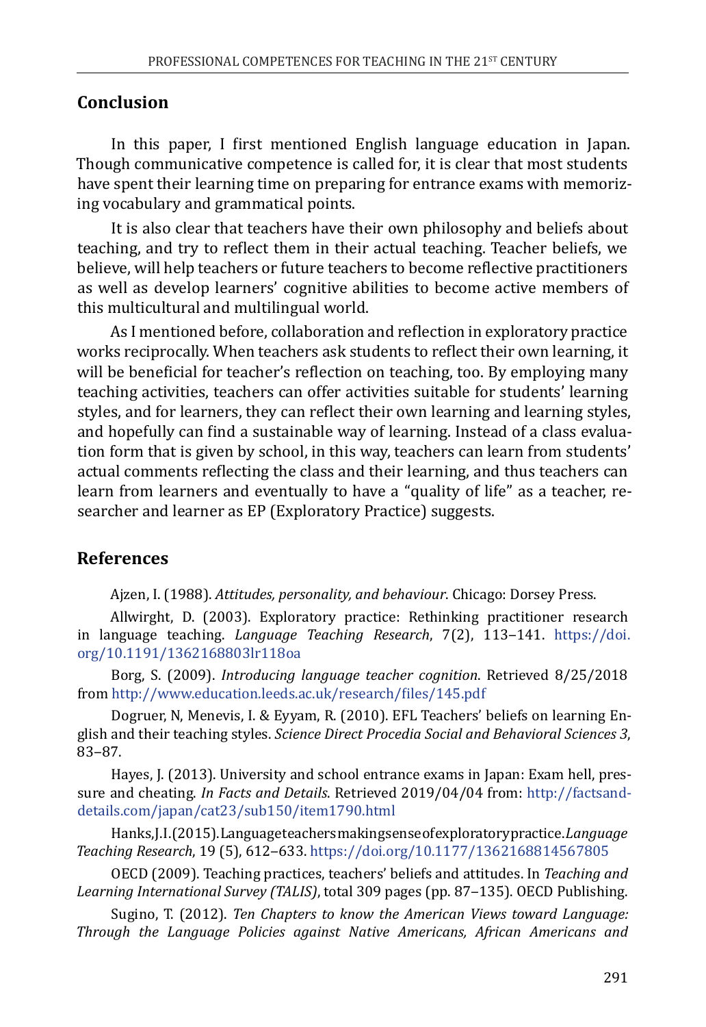## Conclusion

In this paper, I first mentioned English language education in Japan. Though communicative competence is called for, it is clear that most students have spent their learning time on preparing for entrance exams with memorizing vocabulary and grammatical points.

It is also clear that teachers have their own philosophy and beliefs about teaching, and try to reflect them in their actual teaching. Teacher beliefs, we believe, will help teachers or future teachers to become reflective practitioners as well as develop learners' cognitive abilities to become active members of this multicultural and multilingual world.

As I mentioned before, collaboration and reflection in exploratory practice works reciprocally. When teachers ask students to reflect their own learning, it will be beneficial for teacher's reflection on teaching, too. By employing many teaching activities, teachers can offer activities suitable for students' learning styles, and for learners, they can reflect their own learning and learning styles, and hopefully can find a sustainable way of learning. Instead of a class evaluation form that is given by school, in this way, teachers can learn from students' actual comments reflecting the class and their learning, and thus teachers can learn from learners and eventually to have a "quality of life" as a teacher, researcher and learner as EP (Exploratory Practice) suggests.

## References

Ajzen, I. (1988). *Attitudes, personality, and behaviour*. Chicago: Dorsey Press.

Allwirght, D. (2003). Exploratory practice: Rethinking practitioner research in language teaching. *Language Teaching Research*, 7(2), 113–141. https://doi.org/10.1191/1362168803lr118oa

Borg, S. (2009). *Introducing language teacher cognition*. Retrieved 8/25/2018 from http://www.education.leeds.ac.uk/research/files/145.pdf

Dogruer, N, Menevis, I. & Eyyam, R. (2010). EFL Teachers' beliefs on learning English and their teaching styles. *Science Direct Procedia Social and Behavioral Sciences 3*, 83–87.

Hayes, J. (2013). University and school entrance exams in Japan: Exam hell, pressure and cheating. *In Facts and Details*. Retrieved 2019/04/04 from: http://factsanddetails.com/japan/cat23/sub150/item1790.html

Hanks,J.I.(2015).Languageteachersmakingsenseofexploratorypractice.*Language Teaching Research*, 19 (5), 612–633. https://doi.org/10.1177/1362168814567805

OECD (2009). Teaching practices, teachers' beliefs and attitudes. In *Teaching and Learning International Survey (TALIS)*, total 309 pages (pp. 87–135). OECD Publishing.

Sugino, T. (2012). *Ten Chapters to know the American Views toward Language: Through the Language Policies against Native Americans, African Americans and*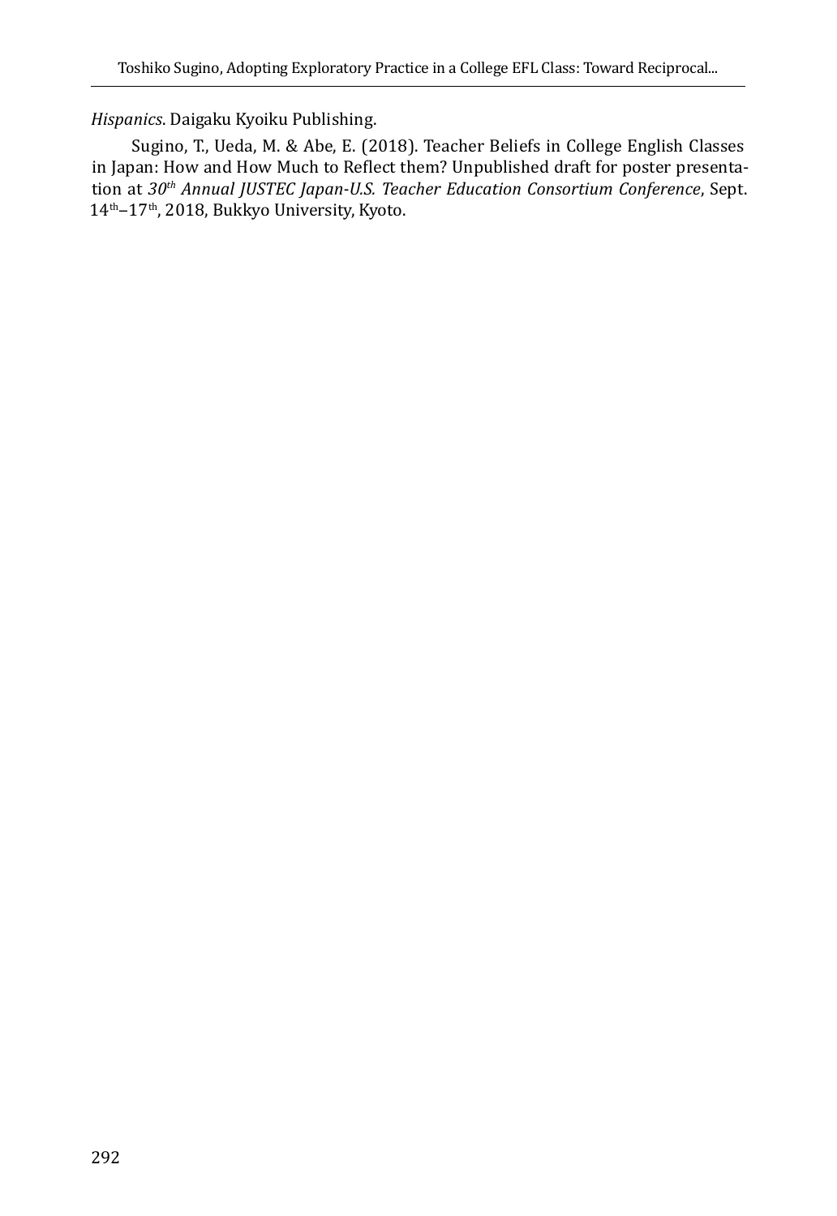*Hispanics*. Daigaku Kyoiku Publishing.

Sugino, T., Ueda, M. & Abe, E. (2018). Teacher Beliefs in College English Classes in Japan: How and How Much to Reflect them? Unpublished draft for poster presentation at *30th Annual JUSTEC Japan-U.S. Teacher Education Consortium Conference*, Sept. 14th–17th, 2018, Bukkyo University, Kyoto.